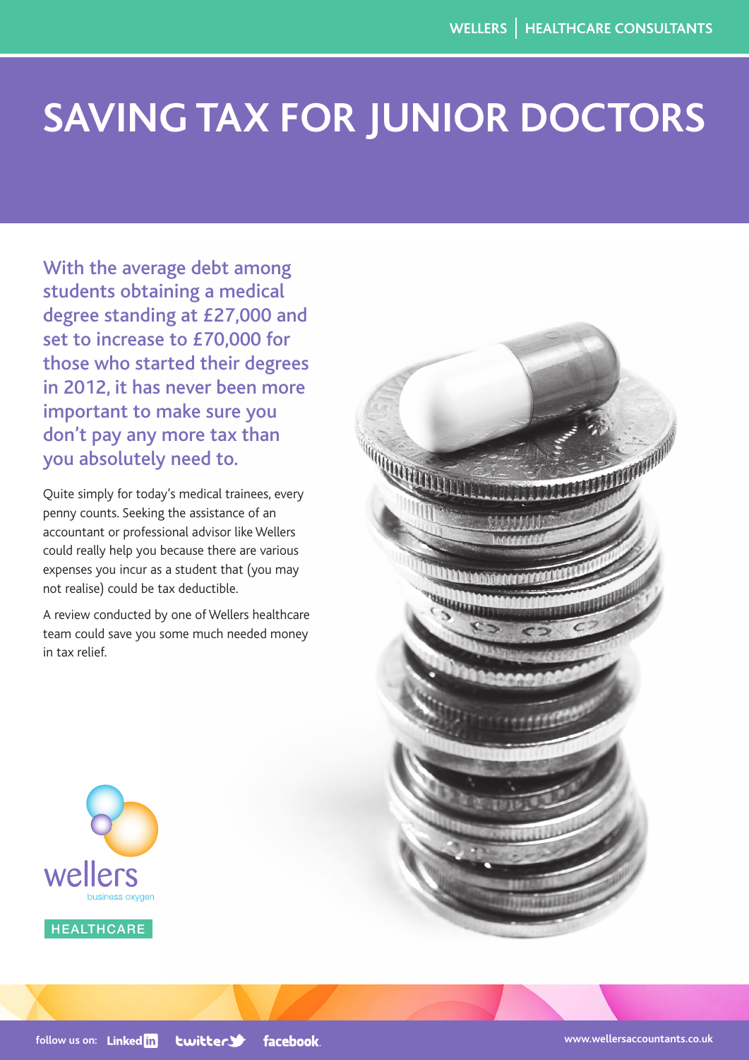# SAVING TAX FOR JUNIOR DOCTORS

**With the average debt among students obtaining a medical degree standing at £27,000 and set to increase to £70,000 for those who started their degrees in 2012, it has never been more important to make sure you don't pay any more tax than you absolutely need to.**

Quite simply for today's medical trainees, every penny counts. Seeking the assistance of an accountant or professional advisor like Wellers could really help you because there are various expenses you incur as a student that (you may not realise) could be tax deductible.

A review conducted by one of Wellers healthcare team could save you some much needed money in tax relief.

wellers business oxygen

HEALTHCARE

follow us on: LinkedIn twitter facebook

www.wellersaccountants.co.uk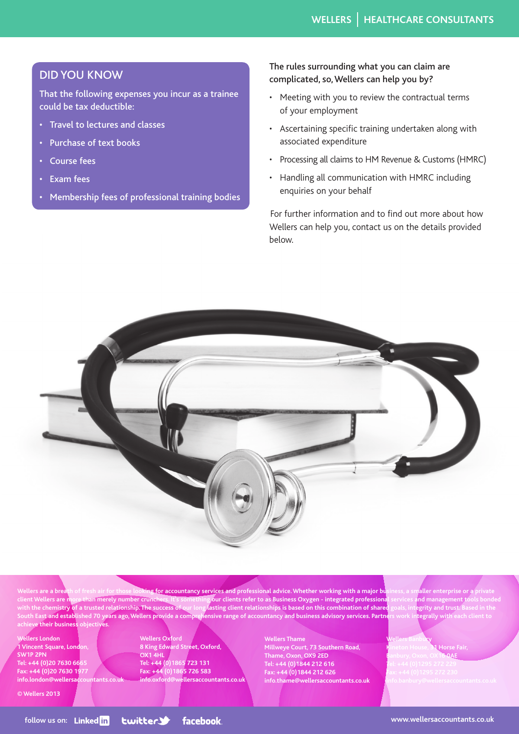## DID YOU KNOW

That the following expenses you incur as a trainee could be tax deductible:

- Travel to lectures and classes
- Purchase of text books
- Course fees
- Exam fees
- Membership fees of professional training bodies

**The rules surrounding what you can claim are complicated, so, Wellers can help you by?**

- Meeting with you to review the contractual terms of your employment
- Ascertaining specific training undertaken along with associated expenditure
- Processing all claims to HM Revenue & Customs (HMRC)
- Handling all communication with HMRC including enquiries on your behalf

For further information and to find out more about how Wellers can help you, contact us on the details provided below.

Wellers are a breath of fresh air for those looking for accountancy services and professional advice. Whether working with a major business, a smaller enterprise or a private client Wellers are more than merely number crunchers. It's something our clients refer to as Business Oxygen - integrated professional services and management tools bonded with the chemistry of a trusted relationship. The success of our long lasting client relationships is based on this combination of shared goals, integrity and trust. Based in the South East and established 70 years ago, Wellers provide a comprehensive range of accountancy and business advisory services. Partners work integrally with each client to achieve their business objectives.

**Wellers London**
1 Vincent Square, London,
SW1P 2PN
Tel: +44 (0)20 7630 6665
Fax: +44 (0)20 7630 1977
info.london@wellersaccountants.co.uk

**Wellers Oxford**
8 King Edward Street, Oxford,
OX1 4HL
Tel: +44 (0)1865 723 131
Fax: +44 (0)1865 726 583
info.oxford@wellersaccountants.co.uk

**Wellers Thame**
Millweye Court, 73 Southern Road,
Thame, Oxon, OX9 2ED
Tel: +44 (0)1844 212 616
Fax: +44 (0)1844 212 626
info.thame@wellersaccountants.co.uk

**Wellers Banbury**
Kineton House, 31 Horse Fair,
Banbury, Oxon, OX16 0AE
Tel: +44 (0)1295 272 229
Fax: +44 (0)1295 272 230
info.banbury@wellersaccountants.co.uk

© Wellers 2013

follow us on: LinkedIn twitter facebook

www.wellersaccountants.co.uk